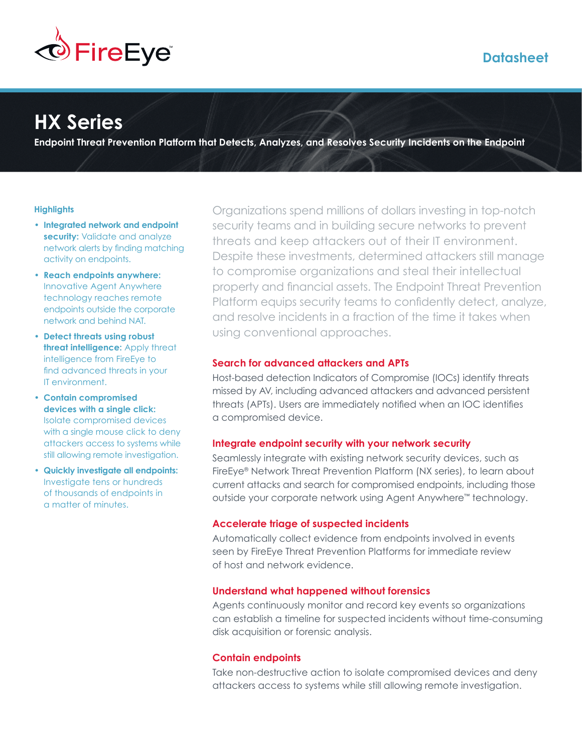FireEye

Datasheet

# HX Series

**Endpoint Threat Prevention Platform that Detects, Analyzes, and Resolves Security Incidents on the Endpoint**

### Highlights

- **Integrated network and endpoint security:** Validate and analyze network alerts by finding matching activity on endpoints.
- **Reach endpoints anywhere:** Innovative Agent Anywhere technology reaches remote endpoints outside the corporate network and behind NAT.
- **Detect threats using robust threat intelligence:** Apply threat intelligence from FireEye to find advanced threats in your IT environment.
- **Contain compromised devices with a single click:** Isolate compromised devices with a single mouse click to deny attackers access to systems while still allowing remote investigation.
- **Quickly investigate all endpoints:** Investigate tens or hundreds of thousands of endpoints in a matter of minutes.

Organizations spend millions of dollars investing in top-notch security teams and in building secure networks to prevent threats and keep attackers out of their IT environment. Despite these investments, determined attackers still manage to compromise organizations and steal their intellectual property and financial assets. The Endpoint Threat Prevention Platform equips security teams to confidently detect, analyze, and resolve incidents in a fraction of the time it takes when using conventional approaches.

### Search for advanced attackers and APTs

Host-based detection Indicators of Compromise (IOCs) identify threats missed by AV, including advanced attackers and advanced persistent threats (APTs). Users are immediately notified when an IOC identifies a compromised device.

### Integrate endpoint security with your network security

Seamlessly integrate with existing network security devices, such as FireEye® Network Threat Prevention Platform (NX series), to learn about current attacks and search for compromised endpoints, including those outside your corporate network using Agent Anywhere™ technology.

### Accelerate triage of suspected incidents

Automatically collect evidence from endpoints involved in events seen by FireEye Threat Prevention Platforms for immediate review of host and network evidence.

### Understand what happened without forensics

Agents continuously monitor and record key events so organizations can establish a timeline for suspected incidents without time-consuming disk acquisition or forensic analysis.

### Contain endpoints

Take non-destructive action to isolate compromised devices and deny attackers access to systems while still allowing remote investigation.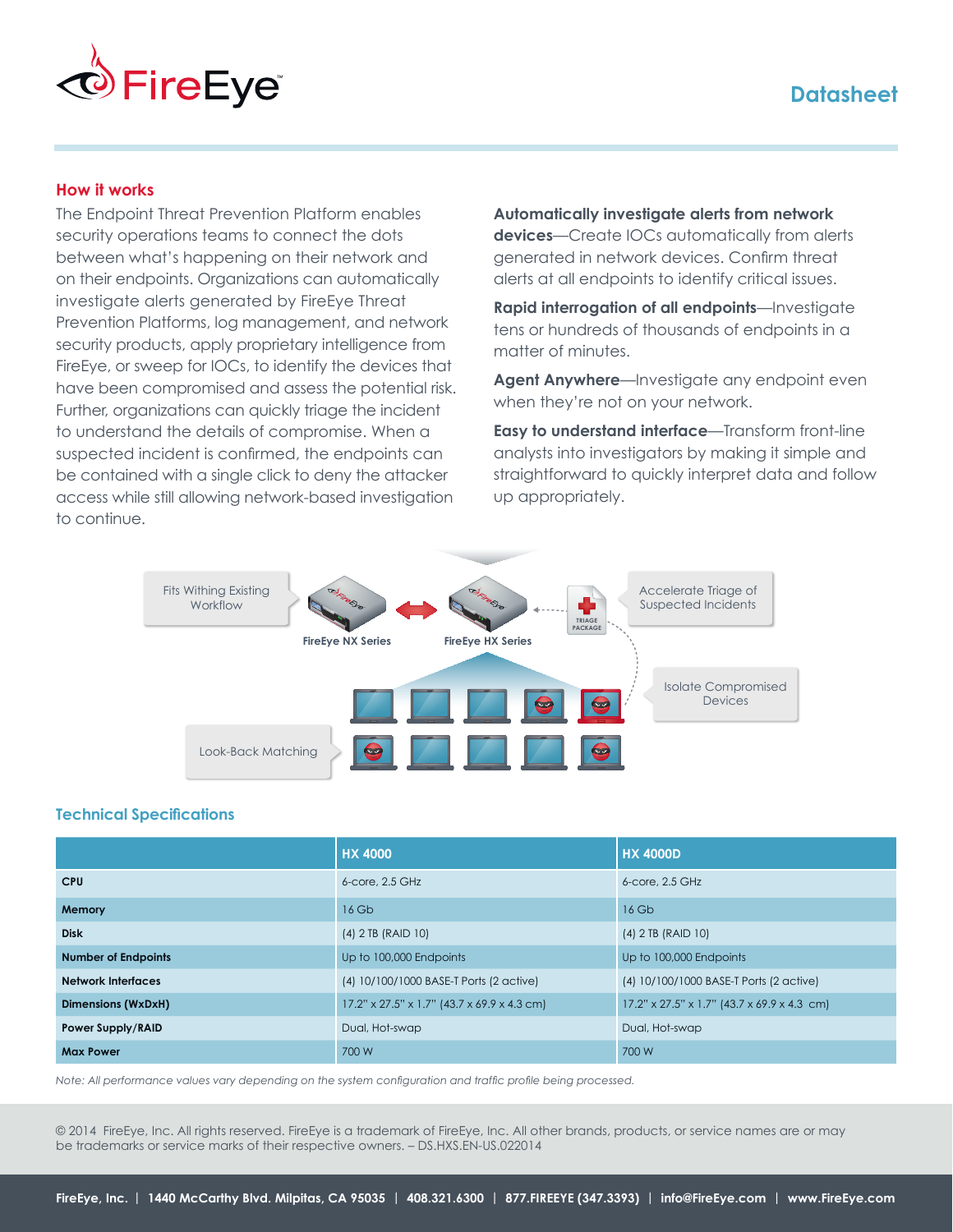Datasheet

## How it works

The Endpoint Threat Prevention Platform enables security operations teams to connect the dots between what's happening on their network and on their endpoints. Organizations can automatically investigate alerts generated by FireEye Threat Prevention Platforms, log management, and network security products, apply proprietary intelligence from FireEye, or sweep for IOCs, to identify the devices that have been compromised and assess the potential risk. Further, organizations can quickly triage the incident to understand the details of compromise. When a suspected incident is confirmed, the endpoints can be contained with a single click to deny the attacker access while still allowing network-based investigation to continue.

**Automatically investigate alerts from network devices**—Create IOCs automatically from alerts generated in network devices. Confirm threat alerts at all endpoints to identify critical issues.

**Rapid interrogation of all endpoints**—Investigate tens or hundreds of thousands of endpoints in a matter of minutes.

**Agent Anywhere**—Investigate any endpoint even when they're not on your network.

**Easy to understand interface**—Transform front-line analysts into investigators by making it simple and straightforward to quickly interpret data and follow up appropriately.

Fits Withing Existing Workflow

FireEye NX Series

FireEye HX Series

TRIAGE PACKAGE

Accelerate Triage of Suspected Incidents

Isolate Compromised Devices

Look-Back Matching

## Technical Specifications

| | HX 4000 | HX 4000D |
|---|---|---|
| **CPU** | 6-core, 2.5 GHz | 6-core, 2.5 GHz |
| **Memory** | 16 Gb | 16 Gb |
| **Disk** | (4) 2 TB (RAID 10) | (4) 2 TB (RAID 10) |
| **Number of Endpoints** | Up to 100,000 Endpoints | Up to 100,000 Endpoints |
| **Network Interfaces** | (4) 10/100/1000 BASE-T Ports (2 active) | (4) 10/100/1000 BASE-T Ports (2 active) |
| **Dimensions (WxDxH)** | 17.2" x 27.5" x 1.7" (43.7 x 69.9 x 4.3 cm) | 17.2" x 27.5" x 1.7" (43.7 x 69.9 x 4.3 cm) |
| **Power Supply/RAID** | Dual, Hot-swap | Dual, Hot-swap |
| **Max Power** | 700 W | 700 W |

*Note: All performance values vary depending on the system configuration and traffic profile being processed.*

© 2014 FireEye, Inc. All rights reserved. FireEye is a trademark of FireEye, Inc. All other brands, products, or service names are or may be trademarks or service marks of their respective owners. – DS.HXS.EN-US.022014

**FireEye, Inc. | 1440 McCarthy Blvd. Milpitas, CA 95035 | 408.321.6300 | 877.FIREEYE (347.3393) | info@FireEye.com | www.FireEye.com**